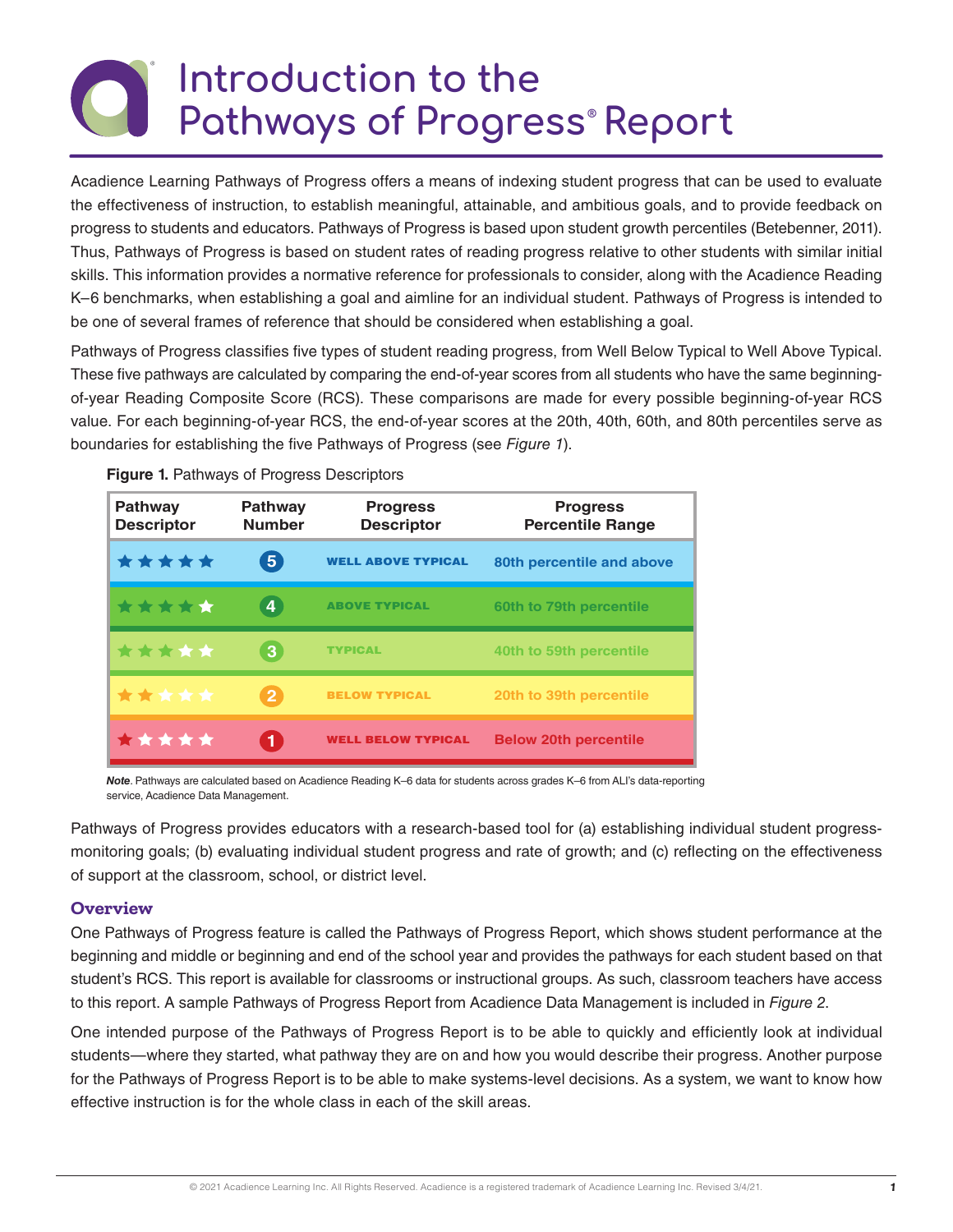# Introduction to the Pathways of Progress® Report

Acadience Learning Pathways of Progress offers a means of indexing student progress that can be used to evaluate the effectiveness of instruction, to establish meaningful, attainable, and ambitious goals, and to provide feedback on progress to students and educators. Pathways of Progress is based upon student growth percentiles (Betebenner, 2011). Thus, Pathways of Progress is based on student rates of reading progress relative to other students with similar initial skills. This information provides a normative reference for professionals to consider, along with the Acadience Reading K–6 benchmarks, when establishing a goal and aimline for an individual student. Pathways of Progress is intended to be one of several frames of reference that should be considered when establishing a goal.

Pathways of Progress classifies five types of student reading progress, from Well Below Typical to Well Above Typical. These five pathways are calculated by comparing the end-of-year scores from all students who have the same beginning-of-year Reading Composite Score (RCS). These comparisons are made for every possible beginning-of-year RCS value. For each beginning-of-year RCS, the end-of-year scores at the 20th, 40th, 60th, and 80th percentiles serve as boundaries for establishing the five Pathways of Progress (see *Figure 1*).

**Figure 1.** Pathways of Progress Descriptors

| Pathway Descriptor | Pathway Number | Progress Descriptor | Progress Percentile Range |
|---|---|---|---|
| ★★★★★ | 5 | WELL ABOVE TYPICAL | 80th percentile and above |
| ★★★★☆ | 4 | ABOVE TYPICAL | 60th to 79th percentile |
| ★★★☆☆ | 3 | TYPICAL | 40th to 59th percentile |
| ★★☆☆☆ | 2 | BELOW TYPICAL | 20th to 39th percentile |
| ★☆☆☆☆ | 1 | WELL BELOW TYPICAL | Below 20th percentile |

***Note*.** Pathways are calculated based on Acadience Reading K–6 data for students across grades K–6 from ALI's data-reporting service, Acadience Data Management.

Pathways of Progress provides educators with a research-based tool for (a) establishing individual student progress-monitoring goals; (b) evaluating individual student progress and rate of growth; and (c) reflecting on the effectiveness of support at the classroom, school, or district level.

## Overview

One Pathways of Progress feature is called the Pathways of Progress Report, which shows student performance at the beginning and middle or beginning and end of the school year and provides the pathways for each student based on that student's RCS. This report is available for classrooms or instructional groups. As such, classroom teachers have access to this report. A sample Pathways of Progress Report from Acadience Data Management is included in *Figure 2*.

One intended purpose of the Pathways of Progress Report is to be able to quickly and efficiently look at individual students—where they started, what pathway they are on and how you would describe their progress. Another purpose for the Pathways of Progress Report is to be able to make systems-level decisions. As a system, we want to know how effective instruction is for the whole class in each of the skill areas.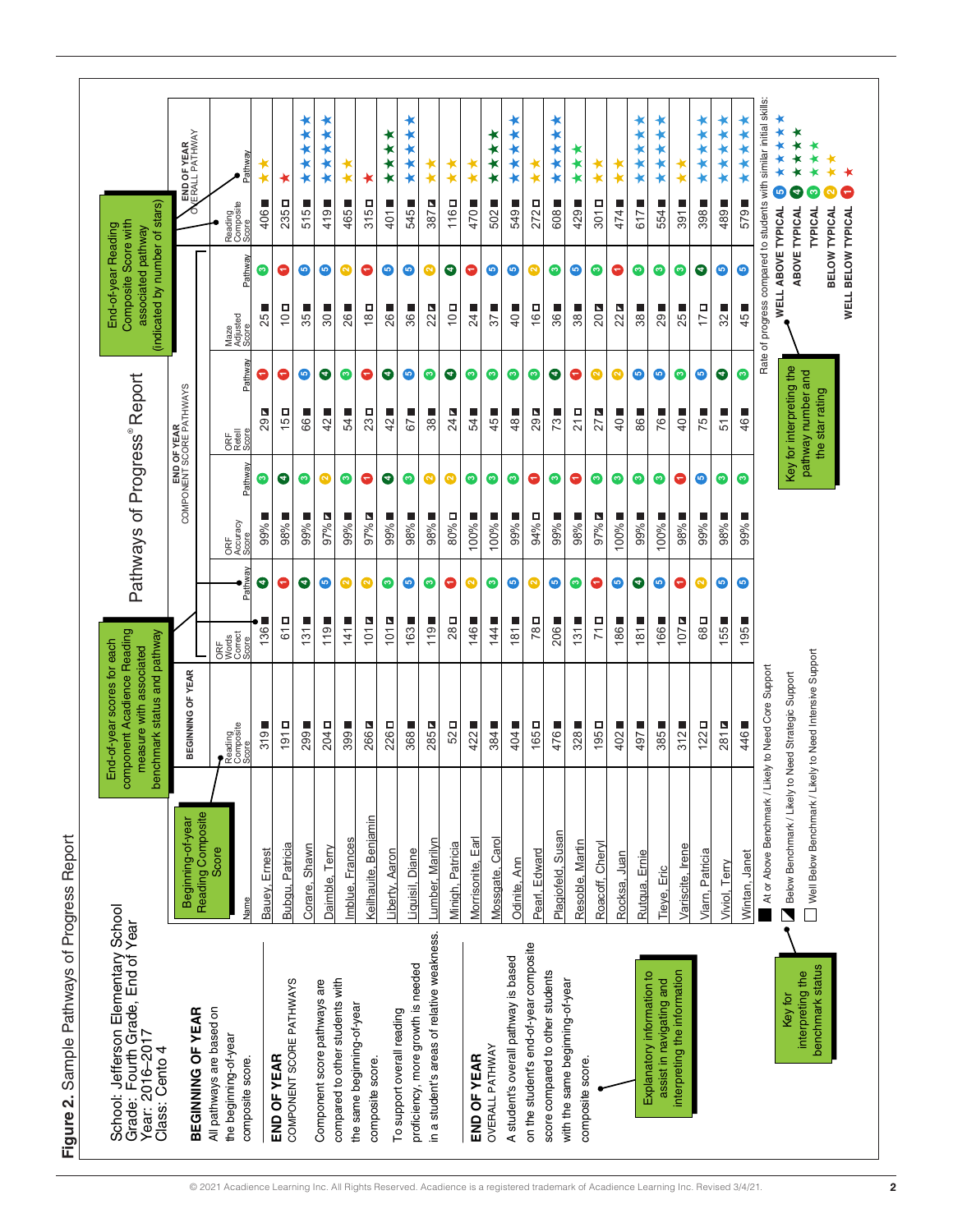**Figure 2.** Sample Pathways of Progress Report

School: Jefferson Elementary School
Grade: Fourth Grade, End of Year
Year: 2016–2017
Class: Cento 4

# Pathways of Progress® Report

**BEGINNING OF YEAR**
All pathways are based on the beginning-of-year composite score.

**END OF YEAR**
COMPONENT SCORE PATHWAYS

Component score pathways are compared to other students with the same beginning-of-year composite score.

To support overall reading proficiency, more growth is needed in a student's areas of relative weakness.

**END OF YEAR**
OVERALL PATHWAY

A student's overall pathway is based on the student's end-of-year composite score compared to other students with the same beginning-of-year composite score.

Explanatory information to assist in navigating and interpreting the information

Beginning-of-year Reading Composite Score

End-of-year scores for each component Acadience Reading measure with associated benchmark status and pathway

End-of-year Reading Composite Score with associated pathway (indicated by number of stars)

| Name | BEGINNING OF YEAR | END OF YEAR COMPONENT SCORE PATHWAYS | | | | | | | | END OF YEAR OVERALL PATHWAY | |
|---|---|---|---|---|---|---|---|---|---|---|---|
| | Reading Composite Score | ORF Words Correct Score | Pathway | ORF Accuracy Score | Pathway | ORF Retell Score | Pathway | Maze Adjusted Score | Pathway | Reading Composite Score | Pathway |
| Bauey, Ernest | 319 ■ | 136 ■ | 4 | 99% ■ | 3 | 29 ◪ | 1 | 25 ■ | 3 | 406 ■ | ★★ |
| Bubqu, Patricia | 191 □ | 61 □ | 1 | 98% ■ | 4 | 15 □ | 1 | 10 □ | 1 | 235 □ | ★ |
| Corare, Shawn | 299 ■ | 131 ■ | 4 | 99% ■ | 3 | 66 ■ | 5 | 35 ■ | 5 | 515 ■ | ★★★★★ |
| Daimble, Terry | 204 □ | 119 ■ | 5 | 97% ◪ | 2 | 42 ■ | 4 | 30 ■ | 5 | 419 ■ | ★★★★★ |
| Imblue, Frances | 399 ■ | 141 ■ | 2 | 99% ■ | 3 | 54 ■ | 3 | 26 ■ | 2 | 465 ■ | ★★ |
| Keilhauite, Benjamin | 266 ◪ | 101 ◪ | 2 | 97% ◪ | 1 | 23 □ | 1 | 18 □ | 1 | 315 □ | ★ |
| Liberty, Aaron | 226 □ | 101 ◪ | 3 | 99% ■ | 4 | 42 ■ | 4 | 26 ■ | 5 | 401 ■ | ★★★★ |
| Liquisil, Diane | 368 ■ | 163 ■ | 5 | 98% ■ | 3 | 67 ■ | 5 | 36 ■ | 5 | 545 ■ | ★★★★★ |
| Lumber, Marilyn | 285 ◪ | 119 ■ | 3 | 98% ■ | 2 | 38 ■ | 3 | 22 ◪ | 2 | 387 ◪ | ★★ |
| Minigh, Patricia | 52 □ | 28 □ | 1 | 80% □ | 2 | 24 ◪ | 4 | 10 □ | 4 | 116 □ | ★★ |
| Morrisonite, Earl | 422 ■ | 146 ■ | 2 | 100% ■ | 3 | 54 ■ | 3 | 24 ■ | 1 | 470 ■ | ★★ |
| Mossgate, Carol | 384 ■ | 144 ■ | 3 | 100% ■ | 3 | 45 ■ | 3 | 37 ■ | 5 | 502 ■ | ★★★★ |
| Odinite, Ann | 404 ■ | 181 ■ | 5 | 99% ■ | 3 | 48 ■ | 3 | 40 ■ | 5 | 549 ■ | ★★★★★ |
| Pearl, Edward | 165 □ | 78 □ | 2 | 94% □ | 1 | 29 ◪ | 3 | 16 □ | 2 | 272 □ | ★★ |
| Plagiofeld, Susan | 476 ■ | 206 ■ | 5 | 99% ■ | 3 | 73 ■ | 4 | 36 ■ | 3 | 608 ■ | ★★★★★ |
| Resoble, Martin | 328 ■ | 131 ■ | 3 | 98% ■ | 1 | 21 □ | 1 | 38 ■ | 5 | 429 ■ | ★★★ |
| Roacoff, Cheryl | 195 □ | 71 □ | 1 | 97% ◪ | 3 | 27 ◪ | 2 | 20 ◪ | 3 | 301 □ | ★★ |
| Rocksa, Juan | 402 ■ | 186 ■ | 5 | 100% ■ | 3 | 40 ■ | 2 | 22 ◪ | 1 | 474 ■ | ★★ |
| Rutqua, Ernie | 497 ■ | 181 ■ | 4 | 99% ■ | 3 | 86 ■ | 5 | 38 ■ | 3 | 617 ■ | ★★★★★ |
| Tieye, Eric | 385 ■ | 166 ■ | 5 | 100% ■ | 3 | 76 ■ | 5 | 29 ■ | 3 | 554 ■ | ★★★★★ |
| Variscite, Irene | 312 ■ | 107 ◪ | 1 | 98% ■ | 1 | 40 ■ | 3 | 25 ■ | 3 | 391 ■ | ★★ |
| Viarn, Patricia | 122 □ | 68 □ | 2 | 99% ■ | 5 | 75 ■ | 5 | 17 □ | 4 | 398 ■ | ★★★★★ |
| Viviol, Terry | 281 ◪ | 155 ■ | 5 | 98% ■ | 3 | 51 ■ | 4 | 32 ■ | 5 | 489 ■ | ★★★★★ |
| Wintan, Janet | 446 ■ | 195 ■ | 5 | 99% ■ | 3 | 46 ■ | 3 | 45 ■ | 5 | 579 ■ | ★★★★★ |

Key for interpreting the benchmark status:

- ■ At or Above Benchmark / Likely to Need Core Support
- ◪ Below Benchmark / Likely to Need Strategic Support
- □ Well Below Benchmark / Likely to Need Intensive Support

Key for interpreting the pathway number and the star rating:

Rate of progress compared to students with similar initial skills:

- WELL ABOVE TYPICAL — 5 — ★★★★★
- ABOVE TYPICAL — 4 — ★★★★
- TYPICAL — 3 — ★★★
- BELOW TYPICAL — 2 — ★★
- WELL BELOW TYPICAL — 1 — ★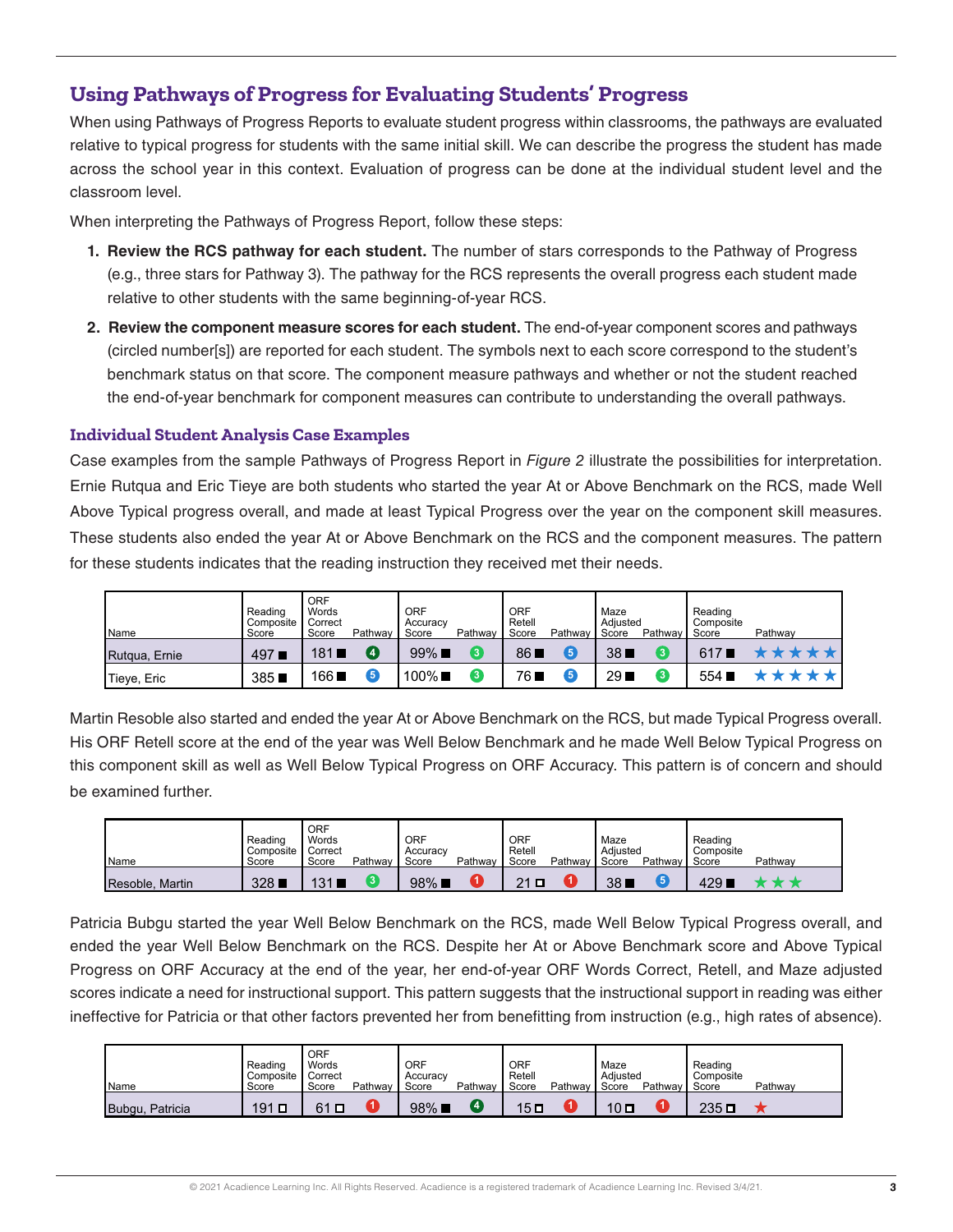## Using Pathways of Progress for Evaluating Students' Progress

When using Pathways of Progress Reports to evaluate student progress within classrooms, the pathways are evaluated relative to typical progress for students with the same initial skill. We can describe the progress the student has made across the school year in this context. Evaluation of progress can be done at the individual student level and the classroom level.

When interpreting the Pathways of Progress Report, follow these steps:

1. **Review the RCS pathway for each student.** The number of stars corresponds to the Pathway of Progress (e.g., three stars for Pathway 3). The pathway for the RCS represents the overall progress each student made relative to other students with the same beginning-of-year RCS.
2. **Review the component measure scores for each student.** The end-of-year component scores and pathways (circled number[s]) are reported for each student. The symbols next to each score correspond to the student's benchmark status on that score. The component measure pathways and whether or not the student reached the end-of-year benchmark for component measures can contribute to understanding the overall pathways.

### Individual Student Analysis Case Examples

Case examples from the sample Pathways of Progress Report in *Figure 2* illustrate the possibilities for interpretation. Ernie Rutqua and Eric Tieye are both students who started the year At or Above Benchmark on the RCS, made Well Above Typical progress overall, and made at least Typical Progress over the year on the component skill measures. These students also ended the year At or Above Benchmark on the RCS and the component measures. The pattern for these students indicates that the reading instruction they received met their needs.

| Name | Reading Composite Score | ORF Words Correct Score | Pathway | ORF Accuracy Score | Pathway | ORF Retell Score | Pathway | Maze Adjusted Score | Pathway | Reading Composite Score | Pathway |
|---|---|---|---|---|---|---|---|---|---|---|---|
| Rutqua, Ernie | 497 ■ | 181 ■ | 4 | 99% ■ | 3 | 86 ■ | 5 | 38 ■ | 3 | 617 ■ | ★★★★★ |
| Tieye, Eric | 385 ■ | 166 ■ | 5 | 100% ■ | 3 | 76 ■ | 5 | 29 ■ | 3 | 554 ■ | ★★★★★ |

Martin Resoble also started and ended the year At or Above Benchmark on the RCS, but made Typical Progress overall. His ORF Retell score at the end of the year was Well Below Benchmark and he made Well Below Typical Progress on this component skill as well as Well Below Typical Progress on ORF Accuracy. This pattern is of concern and should be examined further.

| Name | Reading Composite Score | ORF Words Correct Score | Pathway | ORF Accuracy Score | Pathway | ORF Retell Score | Pathway | Maze Adjusted Score | Pathway | Reading Composite Score | Pathway |
|---|---|---|---|---|---|---|---|---|---|---|---|
| Resoble, Martin | 328 ■ | 131 ■ | 3 | 98% ■ | 1 | 21 □ | 1 | 38 ■ | 5 | 429 ■ | ★★★ |

Patricia Bubgu started the year Well Below Benchmark on the RCS, made Well Below Typical Progress overall, and ended the year Well Below Benchmark on the RCS. Despite her At or Above Benchmark score and Above Typical Progress on ORF Accuracy at the end of the year, her end-of-year ORF Words Correct, Retell, and Maze adjusted scores indicate a need for instructional support. This pattern suggests that the instructional support in reading was either ineffective for Patricia or that other factors prevented her from benefitting from instruction (e.g., high rates of absence).

| Name | Reading Composite Score | ORF Words Correct Score | Pathway | ORF Accuracy Score | Pathway | ORF Retell Score | Pathway | Maze Adjusted Score | Pathway | Reading Composite Score | Pathway |
|---|---|---|---|---|---|---|---|---|---|---|---|
| Bubgu, Patricia | 191 □ | 61 □ | 1 | 98% ■ | 4 | 15 □ | 1 | 10 □ | 1 | 235 □ | ★ |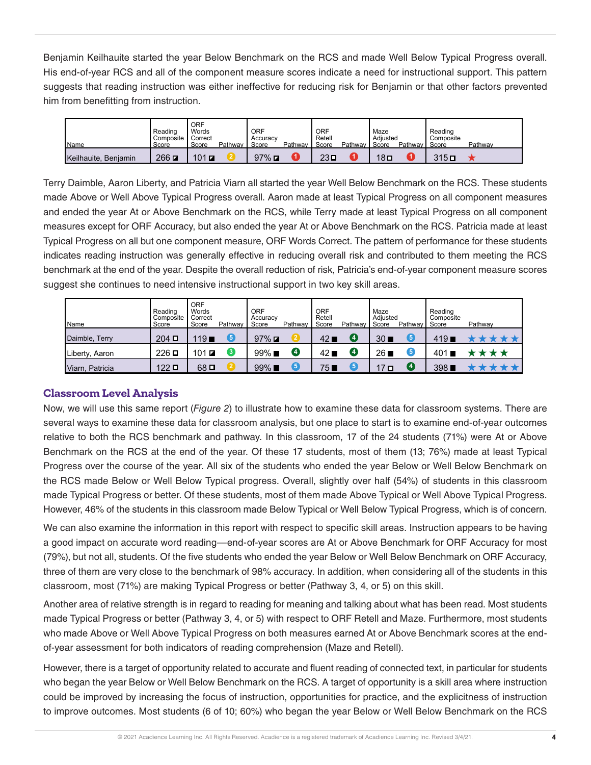Benjamin Keilhauite started the year Below Benchmark on the RCS and made Well Below Typical Progress overall. His end-of-year RCS and all of the component measure scores indicate a need for instructional support. This pattern suggests that reading instruction was either ineffective for reducing risk for Benjamin or that other factors prevented him from benefitting from instruction.

| Name | Reading Composite Score | ORF Words Correct Score | Pathway | ORF Accuracy Score | Pathway | ORF Retell Score | Pathway | Maze Adjusted Score | Pathway | Reading Composite Score | Pathway |
|---|---|---|---|---|---|---|---|---|---|---|---|
| Keilhauite, Benjamin | 266 ◪ | 101 ◪ | 2 | 97% ◪ | 1 | 23 ☐ | 1 | 18 ☐ | 1 | 315 ☐ | ★ |

Terry Daimble, Aaron Liberty, and Patricia Viarn all started the year Well Below Benchmark on the RCS. These students made Above or Well Above Typical Progress overall. Aaron made at least Typical Progress on all component measures and ended the year At or Above Benchmark on the RCS, while Terry made at least Typical Progress on all component measures except for ORF Accuracy, but also ended the year At or Above Benchmark on the RCS. Patricia made at least Typical Progress on all but one component measure, ORF Words Correct. The pattern of performance for these students indicates reading instruction was generally effective in reducing overall risk and contributed to them meeting the RCS benchmark at the end of the year. Despite the overall reduction of risk, Patricia's end-of-year component measure scores suggest she continues to need intensive instructional support in two key skill areas.

| Name | Reading Composite Score | ORF Words Correct Score | Pathway | ORF Accuracy Score | Pathway | ORF Retell Score | Pathway | Maze Adjusted Score | Pathway | Reading Composite Score | Pathway |
|---|---|---|---|---|---|---|---|---|---|---|---|
| Daimble, Terry | 204 ☐ | 119 ■ | 5 | 97% ◪ | 2 | 42 ■ | 4 | 30 ■ | 5 | 419 ■ | ★★★★★ |
| Liberty, Aaron | 226 ☐ | 101 ◪ | 3 | 99% ■ | 4 | 42 ■ | 4 | 26 ■ | 5 | 401 ■ | ★★★★ |
| Viarn, Patricia | 122 ☐ | 68 ☐ | 2 | 99% ■ | 5 | 75 ■ | 5 | 17 ☐ | 4 | 398 ■ | ★★★★★ |

### Classroom Level Analysis

Now, we will use this same report (*Figure 2*) to illustrate how to examine these data for classroom systems. There are several ways to examine these data for classroom analysis, but one place to start is to examine end-of-year outcomes relative to both the RCS benchmark and pathway. In this classroom, 17 of the 24 students (71%) were At or Above Benchmark on the RCS at the end of the year. Of these 17 students, most of them (13; 76%) made at least Typical Progress over the course of the year. All six of the students who ended the year Below or Well Below Benchmark on the RCS made Below or Well Below Typical progress. Overall, slightly over half (54%) of students in this classroom made Typical Progress or better. Of these students, most of them made Above Typical or Well Above Typical Progress. However, 46% of the students in this classroom made Below Typical or Well Below Typical Progress, which is of concern.

We can also examine the information in this report with respect to specific skill areas. Instruction appears to be having a good impact on accurate word reading—end-of-year scores are At or Above Benchmark for ORF Accuracy for most (79%), but not all, students. Of the five students who ended the year Below or Well Below Benchmark on ORF Accuracy, three of them are very close to the benchmark of 98% accuracy. In addition, when considering all of the students in this classroom, most (71%) are making Typical Progress or better (Pathway 3, 4, or 5) on this skill.

Another area of relative strength is in regard to reading for meaning and talking about what has been read. Most students made Typical Progress or better (Pathway 3, 4, or 5) with respect to ORF Retell and Maze. Furthermore, most students who made Above or Well Above Typical Progress on both measures earned At or Above Benchmark scores at the end-of-year assessment for both indicators of reading comprehension (Maze and Retell).

However, there is a target of opportunity related to accurate and fluent reading of connected text, in particular for students who began the year Below or Well Below Benchmark on the RCS. A target of opportunity is a skill area where instruction could be improved by increasing the focus of instruction, opportunities for practice, and the explicitness of instruction to improve outcomes. Most students (6 of 10; 60%) who began the year Below or Well Below Benchmark on the RCS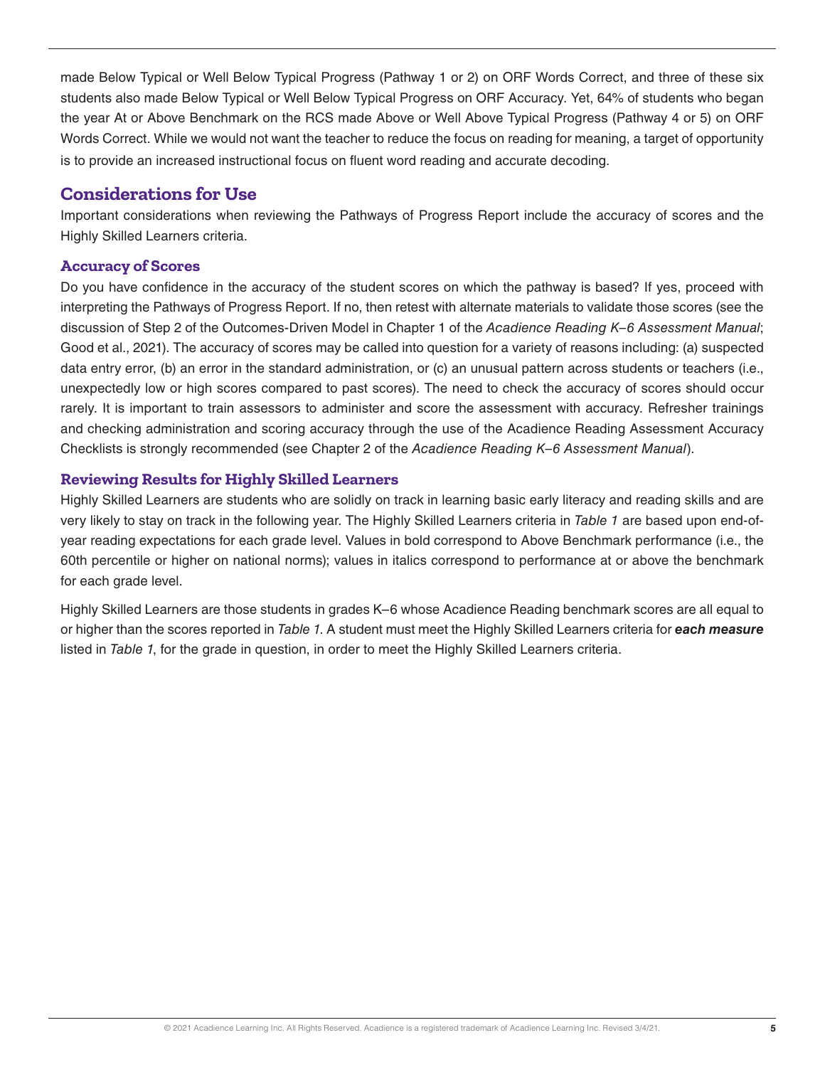made Below Typical or Well Below Typical Progress (Pathway 1 or 2) on ORF Words Correct, and three of these six students also made Below Typical or Well Below Typical Progress on ORF Accuracy. Yet, 64% of students who began the year At or Above Benchmark on the RCS made Above or Well Above Typical Progress (Pathway 4 or 5) on ORF Words Correct. While we would not want the teacher to reduce the focus on reading for meaning, a target of opportunity is to provide an increased instructional focus on fluent word reading and accurate decoding.

## Considerations for Use

Important considerations when reviewing the Pathways of Progress Report include the accuracy of scores and the Highly Skilled Learners criteria.

### Accuracy of Scores

Do you have confidence in the accuracy of the student scores on which the pathway is based? If yes, proceed with interpreting the Pathways of Progress Report. If no, then retest with alternate materials to validate those scores (see the discussion of Step 2 of the Outcomes-Driven Model in Chapter 1 of the *Acadience Reading K–6 Assessment Manual*; Good et al., 2021). The accuracy of scores may be called into question for a variety of reasons including: (a) suspected data entry error, (b) an error in the standard administration, or (c) an unusual pattern across students or teachers (i.e., unexpectedly low or high scores compared to past scores). The need to check the accuracy of scores should occur rarely. It is important to train assessors to administer and score the assessment with accuracy. Refresher trainings and checking administration and scoring accuracy through the use of the Acadience Reading Assessment Accuracy Checklists is strongly recommended (see Chapter 2 of the *Acadience Reading K–6 Assessment Manual*).

### Reviewing Results for Highly Skilled Learners

Highly Skilled Learners are students who are solidly on track in learning basic early literacy and reading skills and are very likely to stay on track in the following year. The Highly Skilled Learners criteria in *Table 1* are based upon end-of-year reading expectations for each grade level. Values in bold correspond to Above Benchmark performance (i.e., the 60th percentile or higher on national norms); values in italics correspond to performance at or above the benchmark for each grade level.

Highly Skilled Learners are those students in grades K–6 whose Acadience Reading benchmark scores are all equal to or higher than the scores reported in *Table 1*. A student must meet the Highly Skilled Learners criteria for ***each measure*** listed in *Table 1*, for the grade in question, in order to meet the Highly Skilled Learners criteria.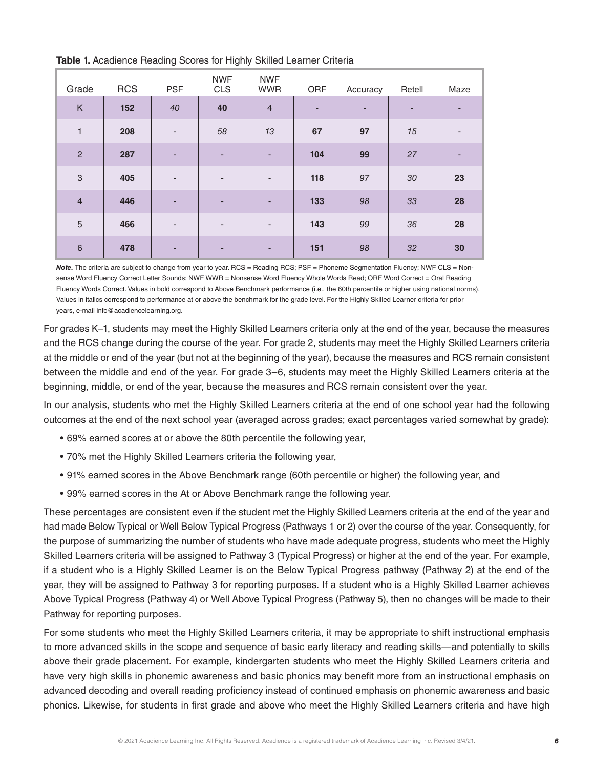**Table 1.** Acadience Reading Scores for Highly Skilled Learner Criteria

| Grade | RCS | PSF | NWF CLS | NWF WWR | ORF | Accuracy | Retell | Maze |
|---|---|---|---|---|---|---|---|---|
| K | **152** | *40* | **40** | 4 | - | - | - | - |
| 1 | **208** | - | *58* | *13* | **67** | **97** | *15* | - |
| 2 | **287** | - | - | - | **104** | **99** | *27* | - |
| 3 | **405** | - | - | - | **118** | *97* | *30* | **23** |
| 4 | **446** | - | - | - | **133** | *98* | *33* | **28** |
| 5 | **466** | - | - | - | **143** | *99* | *36* | **28** |
| 6 | **478** | - | - | - | **151** | *98* | *32* | **30** |

***Note.*** The criteria are subject to change from year to year. RCS = Reading RCS; PSF = Phoneme Segmentation Fluency; NWF CLS = Nonsense Word Fluency Correct Letter Sounds; NWF WWR = Nonsense Word Fluency Whole Words Read; ORF Word Correct = Oral Reading Fluency Words Correct. Values in bold correspond to Above Benchmark performance (i.e., the 60th percentile or higher using national norms). Values in italics correspond to performance at or above the benchmark for the grade level. For the Highly Skilled Learner criteria for prior years, e-mail info@acadiencelearning.org.

For grades K–1, students may meet the Highly Skilled Learners criteria only at the end of the year, because the measures and the RCS change during the course of the year. For grade 2, students may meet the Highly Skilled Learners criteria at the middle or end of the year (but not at the beginning of the year), because the measures and RCS remain consistent between the middle and end of the year. For grade 3–6, students may meet the Highly Skilled Learners criteria at the beginning, middle, or end of the year, because the measures and RCS remain consistent over the year.

In our analysis, students who met the Highly Skilled Learners criteria at the end of one school year had the following outcomes at the end of the next school year (averaged across grades; exact percentages varied somewhat by grade):

- 69% earned scores at or above the 80th percentile the following year,
- 70% met the Highly Skilled Learners criteria the following year,
- 91% earned scores in the Above Benchmark range (60th percentile or higher) the following year, and
- 99% earned scores in the At or Above Benchmark range the following year.

These percentages are consistent even if the student met the Highly Skilled Learners criteria at the end of the year and had made Below Typical or Well Below Typical Progress (Pathways 1 or 2) over the course of the year. Consequently, for the purpose of summarizing the number of students who have made adequate progress, students who meet the Highly Skilled Learners criteria will be assigned to Pathway 3 (Typical Progress) or higher at the end of the year. For example, if a student who is a Highly Skilled Learner is on the Below Typical Progress pathway (Pathway 2) at the end of the year, they will be assigned to Pathway 3 for reporting purposes. If a student who is a Highly Skilled Learner achieves Above Typical Progress (Pathway 4) or Well Above Typical Progress (Pathway 5), then no changes will be made to their Pathway for reporting purposes.

For some students who meet the Highly Skilled Learners criteria, it may be appropriate to shift instructional emphasis to more advanced skills in the scope and sequence of basic early literacy and reading skills—and potentially to skills above their grade placement. For example, kindergarten students who meet the Highly Skilled Learners criteria and have very high skills in phonemic awareness and basic phonics may benefit more from an instructional emphasis on advanced decoding and overall reading proficiency instead of continued emphasis on phonemic awareness and basic phonics. Likewise, for students in first grade and above who meet the Highly Skilled Learners criteria and have high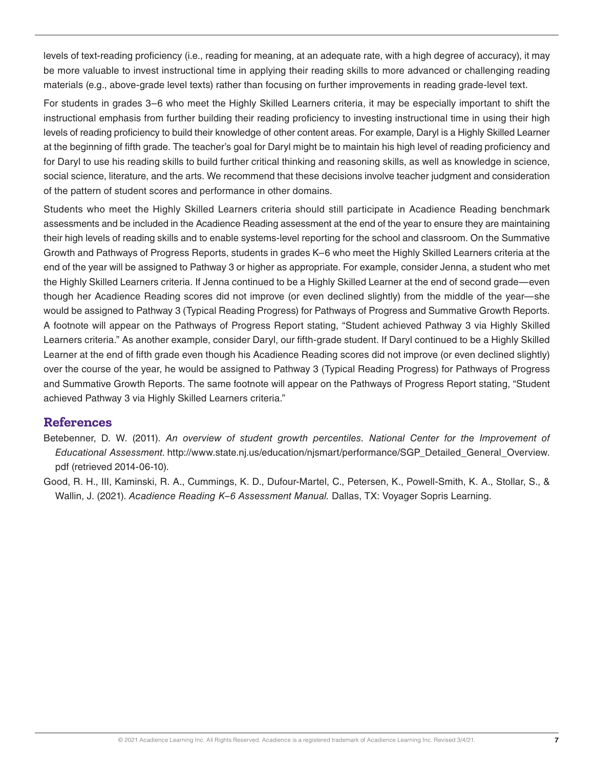levels of text-reading proficiency (i.e., reading for meaning, at an adequate rate, with a high degree of accuracy), it may be more valuable to invest instructional time in applying their reading skills to more advanced or challenging reading materials (e.g., above-grade level texts) rather than focusing on further improvements in reading grade-level text.

For students in grades 3–6 who meet the Highly Skilled Learners criteria, it may be especially important to shift the instructional emphasis from further building their reading proficiency to investing instructional time in using their high levels of reading proficiency to build their knowledge of other content areas. For example, Daryl is a Highly Skilled Learner at the beginning of fifth grade. The teacher's goal for Daryl might be to maintain his high level of reading proficiency and for Daryl to use his reading skills to build further critical thinking and reasoning skills, as well as knowledge in science, social science, literature, and the arts. We recommend that these decisions involve teacher judgment and consideration of the pattern of student scores and performance in other domains.

Students who meet the Highly Skilled Learners criteria should still participate in Acadience Reading benchmark assessments and be included in the Acadience Reading assessment at the end of the year to ensure they are maintaining their high levels of reading skills and to enable systems-level reporting for the school and classroom. On the Summative Growth and Pathways of Progress Reports, students in grades K–6 who meet the Highly Skilled Learners criteria at the end of the year will be assigned to Pathway 3 or higher as appropriate. For example, consider Jenna, a student who met the Highly Skilled Learners criteria. If Jenna continued to be a Highly Skilled Learner at the end of second grade—even though her Acadience Reading scores did not improve (or even declined slightly) from the middle of the year—she would be assigned to Pathway 3 (Typical Reading Progress) for Pathways of Progress and Summative Growth Reports. A footnote will appear on the Pathways of Progress Report stating, "Student achieved Pathway 3 via Highly Skilled Learners criteria." As another example, consider Daryl, our fifth-grade student. If Daryl continued to be a Highly Skilled Learner at the end of fifth grade even though his Acadience Reading scores did not improve (or even declined slightly) over the course of the year, he would be assigned to Pathway 3 (Typical Reading Progress) for Pathways of Progress and Summative Growth Reports. The same footnote will appear on the Pathways of Progress Report stating, "Student achieved Pathway 3 via Highly Skilled Learners criteria."

## References

Betebenner, D. W. (2011). *An overview of student growth percentiles. National Center for the Improvement of Educational Assessment.* http://www.state.nj.us/education/njsmart/performance/SGP_Detailed_General_Overview.pdf (retrieved 2014-06-10).

Good, R. H., III, Kaminski, R. A., Cummings, K. D., Dufour-Martel, C., Petersen, K., Powell-Smith, K. A., Stollar, S., & Wallin, J. (2021). *Acadience Reading K–6 Assessment Manual.* Dallas, TX: Voyager Sopris Learning.